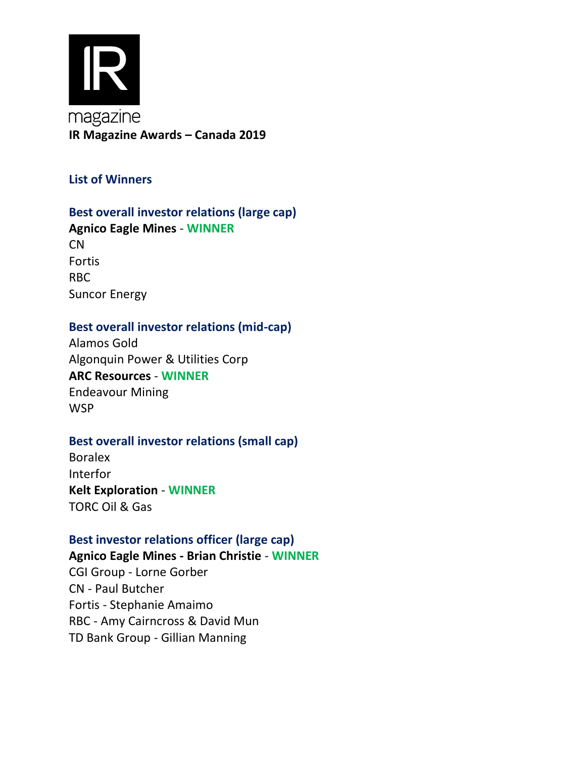IR magazine

**IR Magazine Awards – Canada 2019**

## List of Winners

### Best overall investor relations (large cap)

**Agnico Eagle Mines** - **WINNER**
CN
Fortis
RBC
Suncor Energy

### Best overall investor relations (mid-cap)

Alamos Gold
Algonquin Power & Utilities Corp
**ARC Resources** - **WINNER**
Endeavour Mining
WSP

### Best overall investor relations (small cap)

Boralex
Interfor
**Kelt Exploration** - **WINNER**
TORC Oil & Gas

### Best investor relations officer (large cap)

**Agnico Eagle Mines - Brian Christie** - **WINNER**
CGI Group - Lorne Gorber
CN - Paul Butcher
Fortis - Stephanie Amaimo
RBC - Amy Cairncross & David Mun
TD Bank Group - Gillian Manning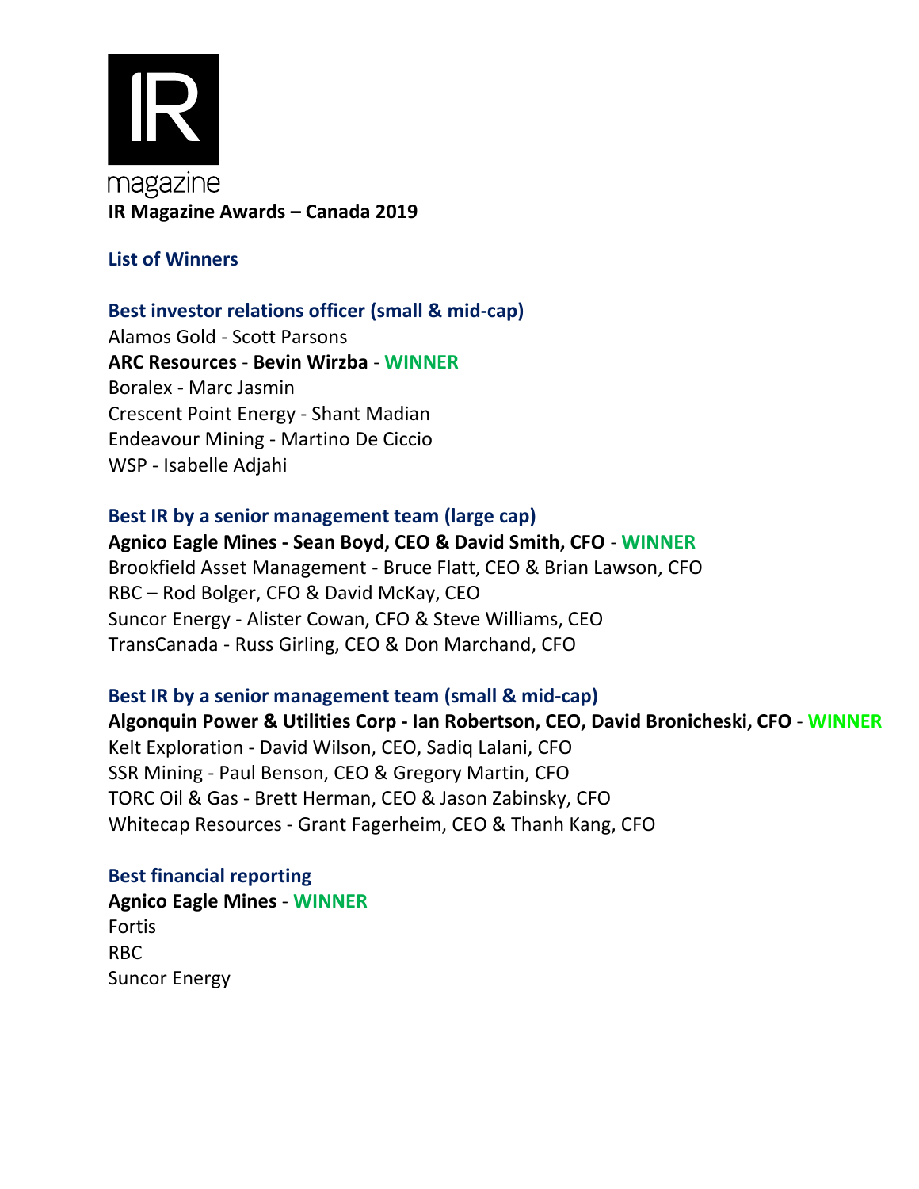IR magazine

**IR Magazine Awards – Canada 2019**

## List of Winners

### Best investor relations officer (small & mid-cap)

Alamos Gold - Scott Parsons
**ARC Resources** - **Bevin Wirzba** - **WINNER**
Boralex - Marc Jasmin
Crescent Point Energy - Shant Madian
Endeavour Mining - Martino De Ciccio
WSP - Isabelle Adjahi

### Best IR by a senior management team (large cap)

**Agnico Eagle Mines - Sean Boyd, CEO & David Smith, CFO** - **WINNER**
Brookfield Asset Management - Bruce Flatt, CEO & Brian Lawson, CFO
RBC – Rod Bolger, CFO & David McKay, CEO
Suncor Energy - Alister Cowan, CFO & Steve Williams, CEO
TransCanada - Russ Girling, CEO & Don Marchand, CFO

### Best IR by a senior management team (small & mid-cap)

**Algonquin Power & Utilities Corp - Ian Robertson, CEO, David Bronicheski, CFO** - **WINNER**
Kelt Exploration - David Wilson, CEO, Sadiq Lalani, CFO
SSR Mining - Paul Benson, CEO & Gregory Martin, CFO
TORC Oil & Gas - Brett Herman, CEO & Jason Zabinsky, CFO
Whitecap Resources - Grant Fagerheim, CEO & Thanh Kang, CFO

### Best financial reporting

**Agnico Eagle Mines** - **WINNER**
Fortis
RBC
Suncor Energy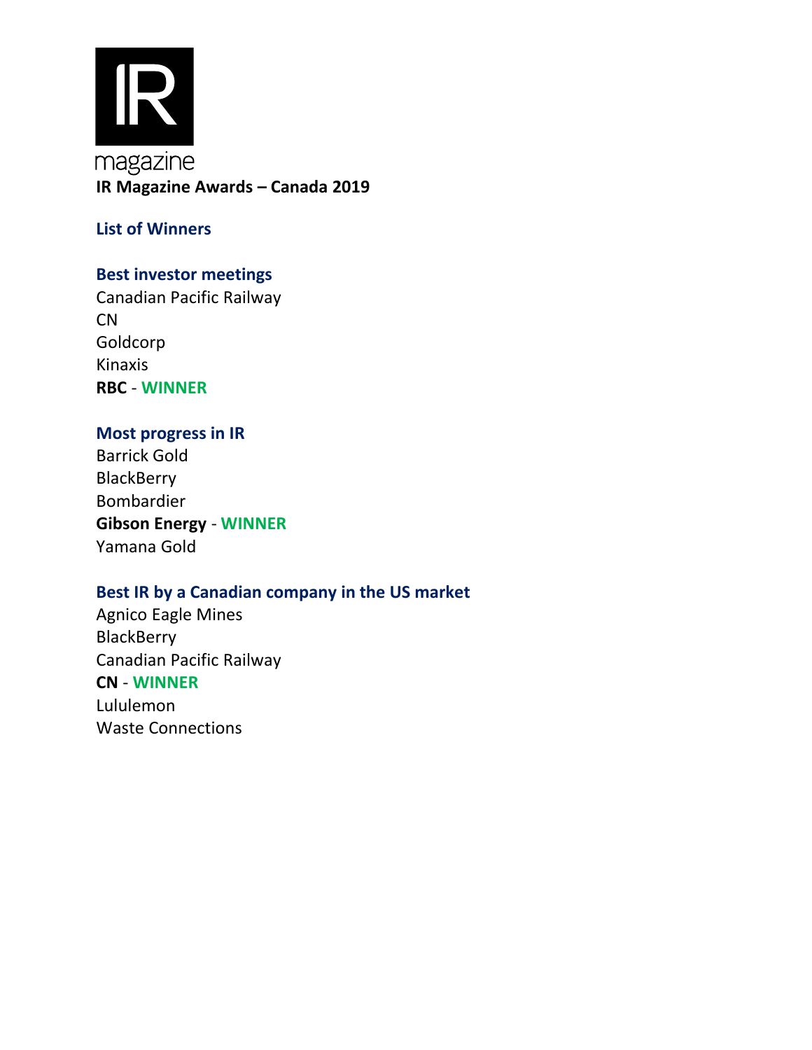IR magazine

**IR Magazine Awards – Canada 2019**

## List of Winners

### Best investor meetings

Canadian Pacific Railway
CN
Goldcorp
Kinaxis
**RBC** - **WINNER**

### Most progress in IR

Barrick Gold
BlackBerry
Bombardier
**Gibson Energy** - **WINNER**
Yamana Gold

### Best IR by a Canadian company in the US market

Agnico Eagle Mines
BlackBerry
Canadian Pacific Railway
**CN** - **WINNER**
Lululemon
Waste Connections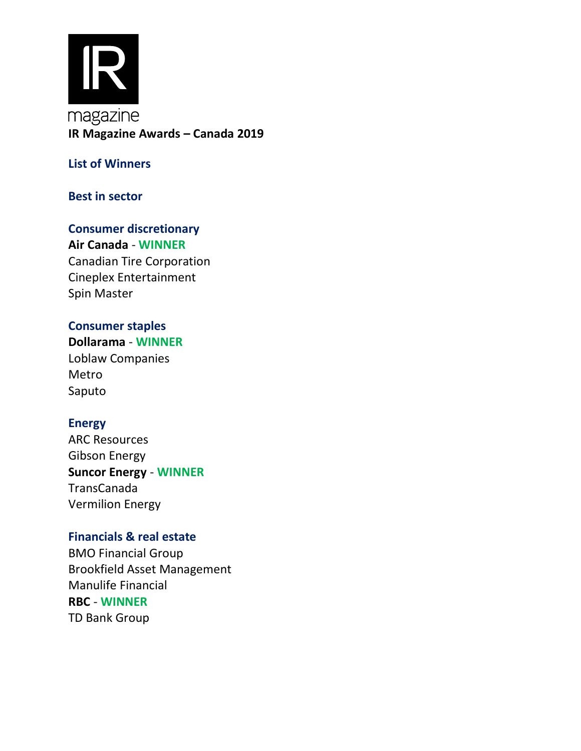IR magazine

**IR Magazine Awards – Canada 2019**

## List of Winners

## Best in sector

### Consumer discretionary

**Air Canada** - **WINNER**
Canadian Tire Corporation
Cineplex Entertainment
Spin Master

### Consumer staples

**Dollarama** - **WINNER**
Loblaw Companies
Metro
Saputo

### Energy

ARC Resources
Gibson Energy
**Suncor Energy** - **WINNER**
TransCanada
Vermilion Energy

### Financials & real estate

BMO Financial Group
Brookfield Asset Management
Manulife Financial
**RBC** - **WINNER**
TD Bank Group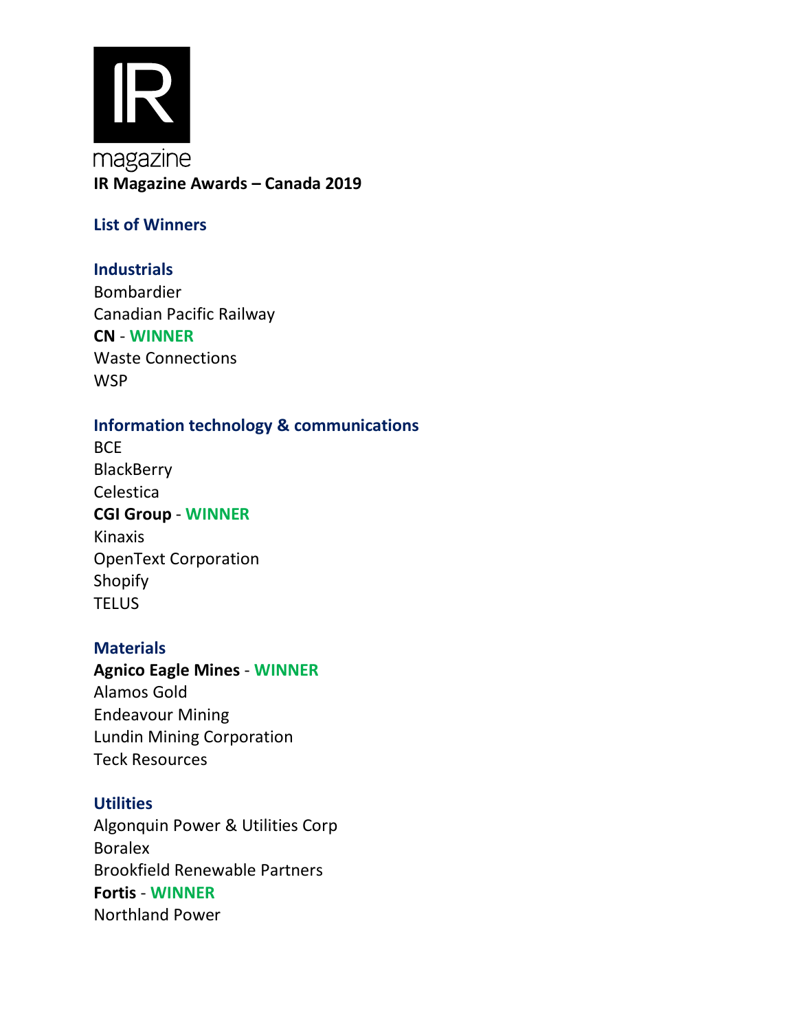IR magazine

**IR Magazine Awards – Canada 2019**

## List of Winners

### Industrials

Bombardier
Canadian Pacific Railway
**CN** - **WINNER**
Waste Connections
WSP

### Information technology & communications

BCE
BlackBerry
Celestica
**CGI Group** - **WINNER**
Kinaxis
OpenText Corporation
Shopify
TELUS

### Materials

**Agnico Eagle Mines** - **WINNER**
Alamos Gold
Endeavour Mining
Lundin Mining Corporation
Teck Resources

### Utilities

Algonquin Power & Utilities Corp
Boralex
Brookfield Renewable Partners
**Fortis** - **WINNER**
Northland Power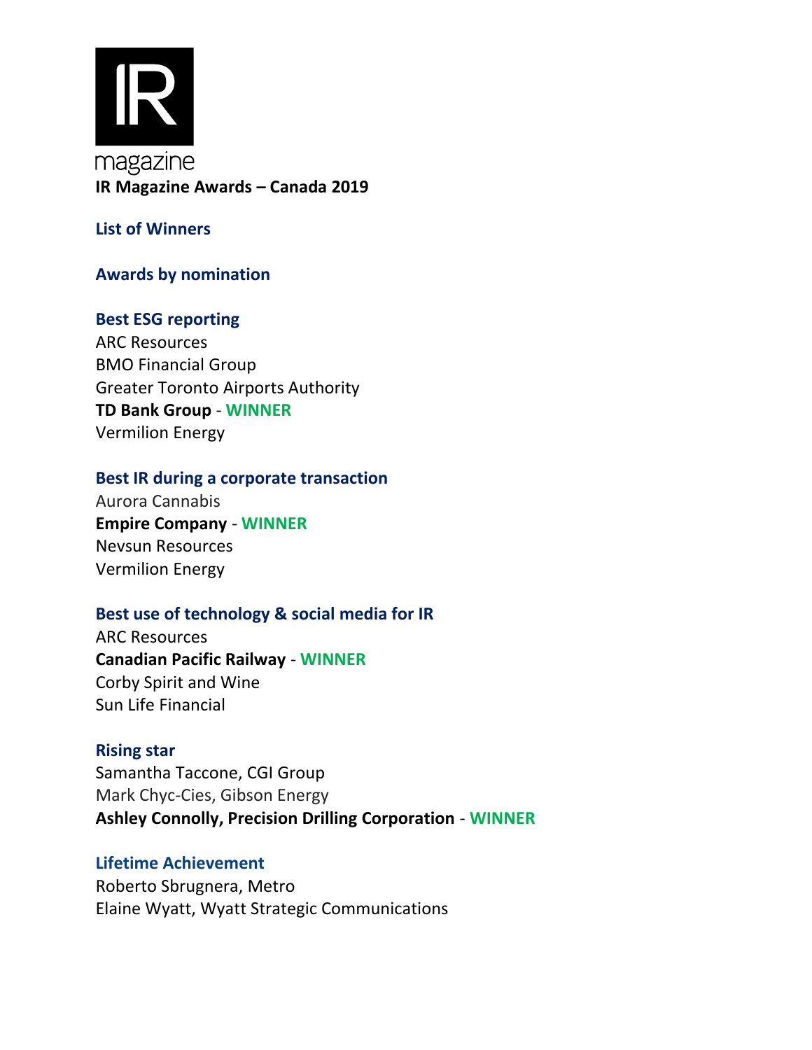IR magazine

**IR Magazine Awards – Canada 2019**

## List of Winners

## Awards by nomination

### Best ESG reporting

ARC Resources
BMO Financial Group
Greater Toronto Airports Authority
**TD Bank Group** - **WINNER**
Vermilion Energy

### Best IR during a corporate transaction

Aurora Cannabis
**Empire Company** - **WINNER**
Nevsun Resources
Vermilion Energy

### Best use of technology & social media for IR

ARC Resources
**Canadian Pacific Railway** - **WINNER**
Corby Spirit and Wine
Sun Life Financial

### Rising star

Samantha Taccone, CGI Group
Mark Chyc-Cies, Gibson Energy
**Ashley Connolly, Precision Drilling Corporation** - **WINNER**

### Lifetime Achievement

Roberto Sbrugnera, Metro
Elaine Wyatt, Wyatt Strategic Communications